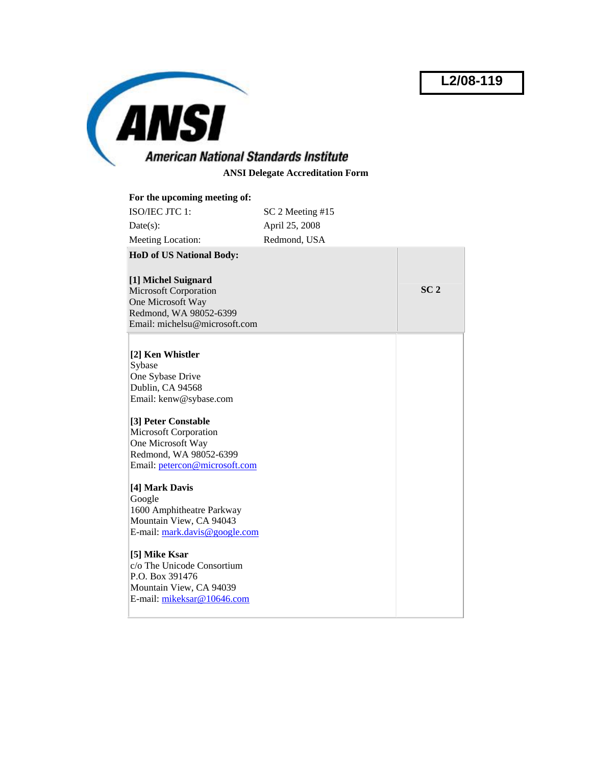L2/08-119

# ANSI American National Standards Institute

**ANSI Delegate Accreditation Form**

**For the upcoming meeting of:**

| | |
|---|---|
| ISO/IEC JTC 1: | SC 2 Meeting #15 |
| Date(s): | April 25, 2008 |
| Meeting Location: | Redmond, USA |

| **HoD of US National Body:** | |
|---|---|
| **[1] Michel Suignard**<br>Microsoft Corporation<br>One Microsoft Way<br>Redmond, WA 98052-6399<br>Email: michelsu@microsoft.com | **SC 2** |
| **[2] Ken Whistler**<br>Sybase<br>One Sybase Drive<br>Dublin, CA 94568<br>Email: kenw@sybase.com<br><br>**[3] Peter Constable**<br>Microsoft Corporation<br>One Microsoft Way<br>Redmond, WA 98052-6399<br>Email: petercon@microsoft.com<br><br>**[4] Mark Davis**<br>Google<br>1600 Amphitheatre Parkway<br>Mountain View, CA 94043<br>E-mail: mark.davis@google.com<br><br>**[5] Mike Ksar**<br>c/o The Unicode Consortium<br>P.O. Box 391476<br>Mountain View, CA 94039<br>E-mail: mikeksar@10646.com | |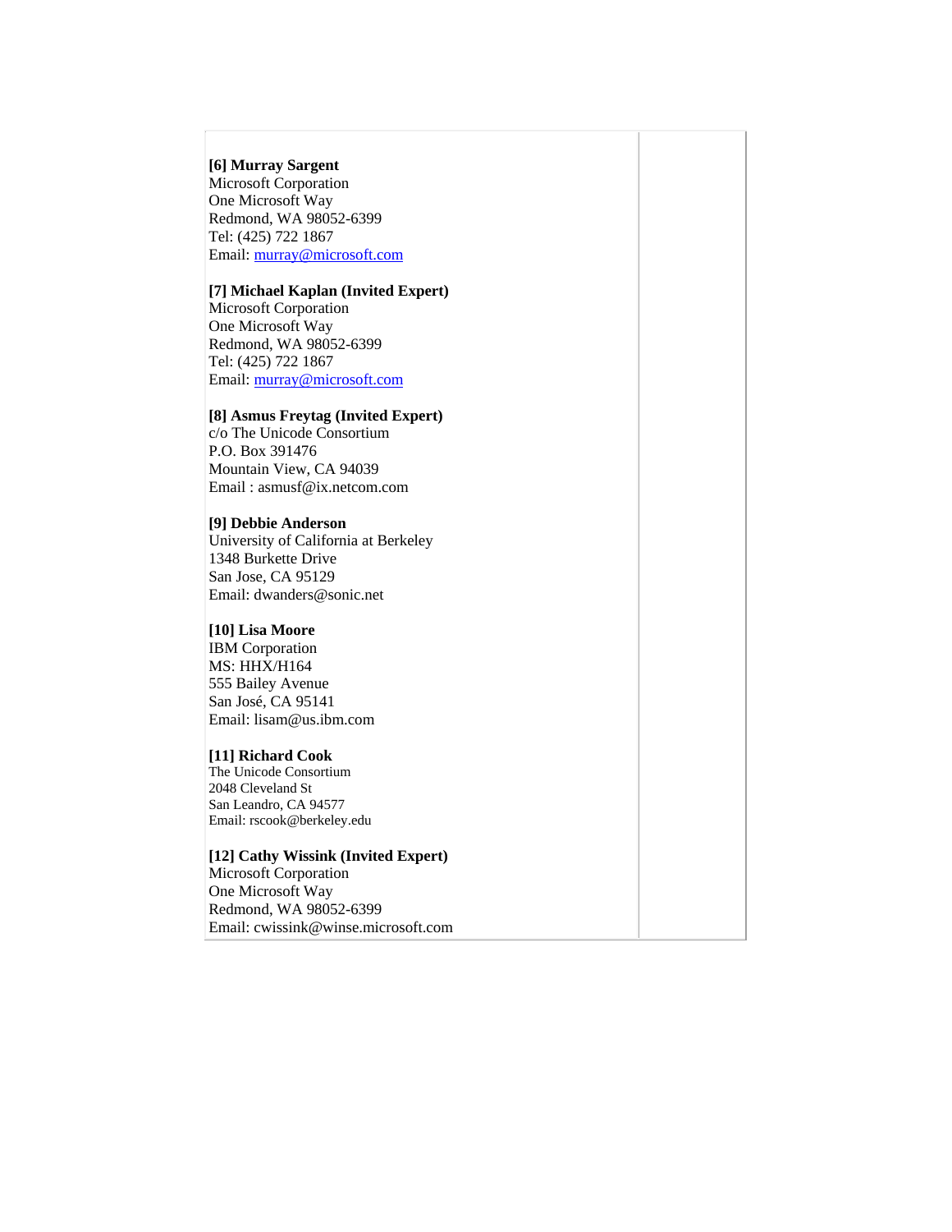**[6] Murray Sargent**
Microsoft Corporation
One Microsoft Way
Redmond, WA 98052-6399
Tel: (425) 722 1867
Email: murray@microsoft.com

**[7] Michael Kaplan (Invited Expert)**
Microsoft Corporation
One Microsoft Way
Redmond, WA 98052-6399
Tel: (425) 722 1867
Email: murray@microsoft.com

**[8] Asmus Freytag (Invited Expert)**
c/o The Unicode Consortium
P.O. Box 391476
Mountain View, CA 94039
Email : asmusf@ix.netcom.com

**[9] Debbie Anderson**
University of California at Berkeley
1348 Burkette Drive
San Jose, CA 95129
Email: dwanders@sonic.net

**[10] Lisa Moore**
IBM Corporation
MS: HHX/H164
555 Bailey Avenue
San José, CA 95141
Email: lisam@us.ibm.com

**[11] Richard Cook**
The Unicode Consortium
2048 Cleveland St
San Leandro, CA 94577
Email: rscook@berkeley.edu

**[12] Cathy Wissink (Invited Expert)**
Microsoft Corporation
One Microsoft Way
Redmond, WA 98052-6399
Email: cwissink@winse.microsoft.com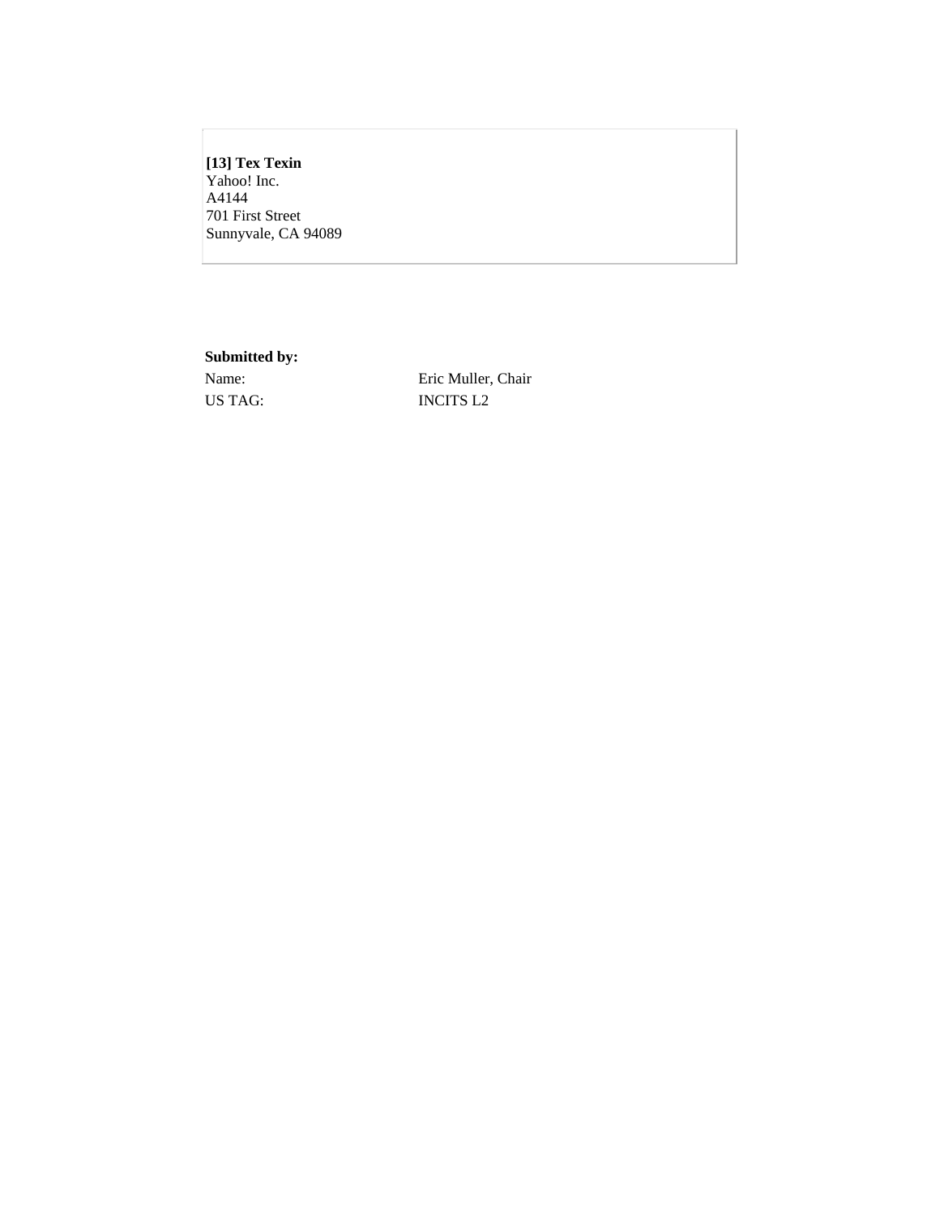**[13] Tex Texin**
Yahoo! Inc.
A4144
701 First Street
Sunnyvale, CA 94089

**Submitted by:**

| | |
|---|---|
| Name: | Eric Muller, Chair |
| US TAG: | INCITS L2 |